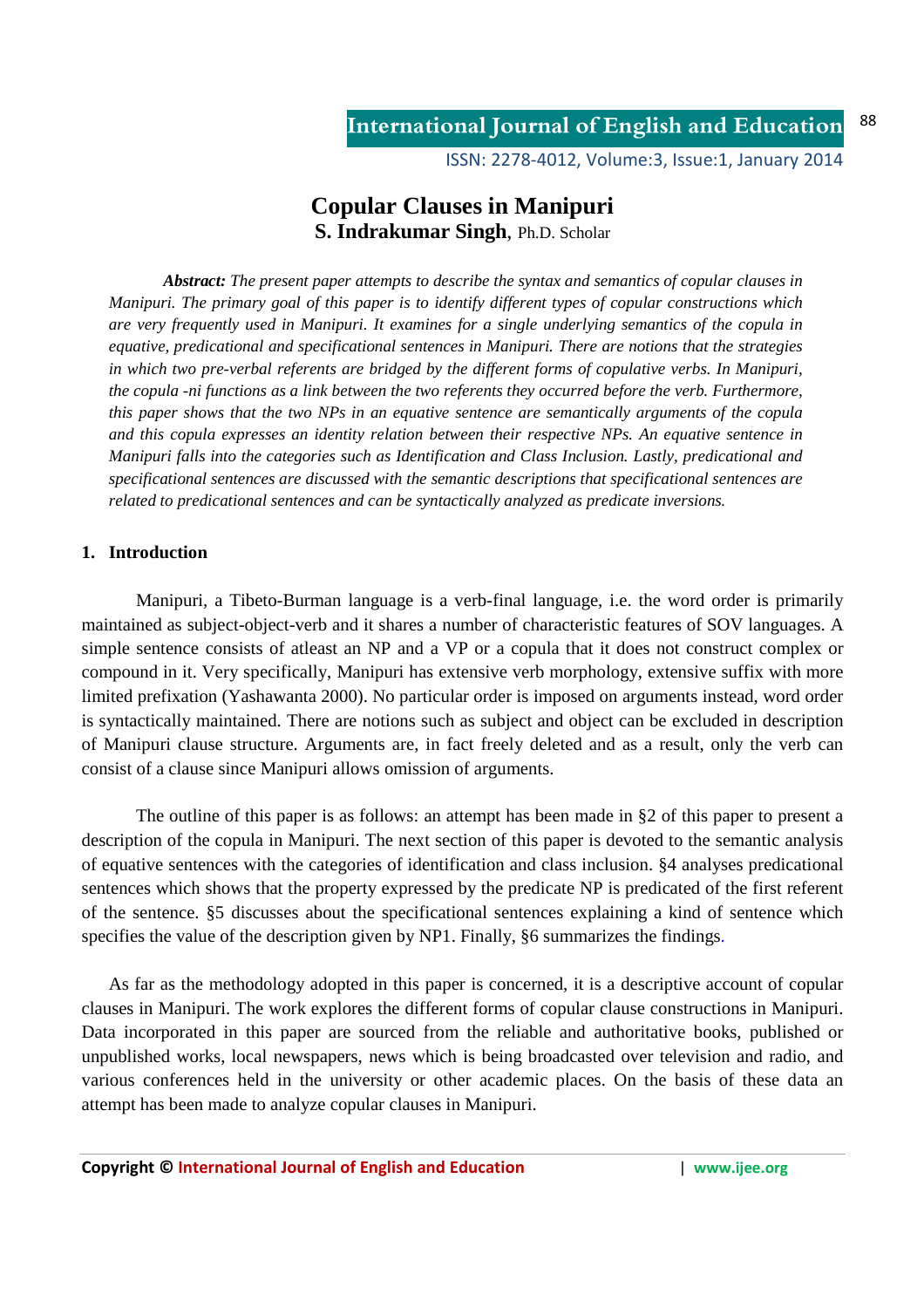# Copular Clauses in Manipuri

**S. Indrakumar Singh**, Ph.D. Scholar

***Abstract:*** *The present paper attempts to describe the syntax and semantics of copular clauses in Manipuri. The primary goal of this paper is to identify different types of copular constructions which are very frequently used in Manipuri. It examines for a single underlying semantics of the copula in equative, predicational and specificational sentences in Manipuri. There are notions that the strategies in which two pre-verbal referents are bridged by the different forms of copulative verbs. In Manipuri, the copula -ni functions as a link between the two referents they occurred before the verb. Furthermore, this paper shows that the two NPs in an equative sentence are semantically arguments of the copula and this copula expresses an identity relation between their respective NPs. An equative sentence in Manipuri falls into the categories such as Identification and Class Inclusion. Lastly, predicational and specificational sentences are discussed with the semantic descriptions that specificational sentences are related to predicational sentences and can be syntactically analyzed as predicate inversions.*

## 1. Introduction

Manipuri, a Tibeto-Burman language is a verb-final language, i.e. the word order is primarily maintained as subject-object-verb and it shares a number of characteristic features of SOV languages. A simple sentence consists of atleast an NP and a VP or a copula that it does not construct complex or compound in it. Very specifically, Manipuri has extensive verb morphology, extensive suffix with more limited prefixation (Yashawanta 2000). No particular order is imposed on arguments instead, word order is syntactically maintained. There are notions such as subject and object can be excluded in description of Manipuri clause structure. Arguments are, in fact freely deleted and as a result, only the verb can consist of a clause since Manipuri allows omission of arguments.

The outline of this paper is as follows: an attempt has been made in §2 of this paper to present a description of the copula in Manipuri. The next section of this paper is devoted to the semantic analysis of equative sentences with the categories of identification and class inclusion. §4 analyses predicational sentences which shows that the property expressed by the predicate NP is predicated of the first referent of the sentence. §5 discusses about the specificational sentences explaining a kind of sentence which specifies the value of the description given by NP1. Finally, §6 summarizes the findings.

As far as the methodology adopted in this paper is concerned, it is a descriptive account of copular clauses in Manipuri. The work explores the different forms of copular clause constructions in Manipuri. Data incorporated in this paper are sourced from the reliable and authoritative books, published or unpublished works, local newspapers, news which is being broadcasted over television and radio, and various conferences held in the university or other academic places. On the basis of these data an attempt has been made to analyze copular clauses in Manipuri.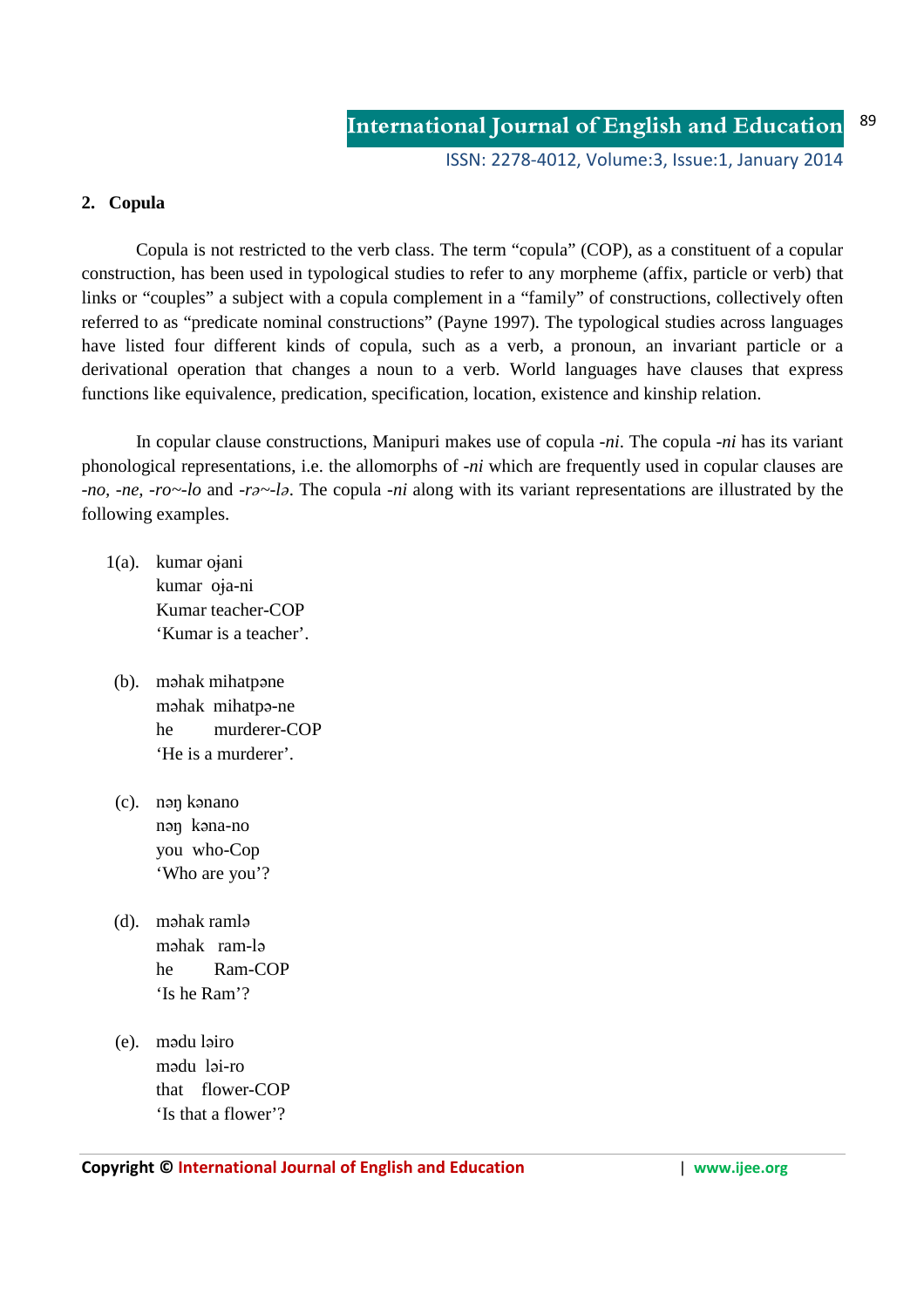## 2. Copula

Copula is not restricted to the verb class. The term "copula" (COP), as a constituent of a copular construction, has been used in typological studies to refer to any morpheme (affix, particle or verb) that links or "couples" a subject with a copula complement in a "family" of constructions, collectively often referred to as "predicate nominal constructions" (Payne 1997). The typological studies across languages have listed four different kinds of copula, such as a verb, a pronoun, an invariant particle or a derivational operation that changes a noun to a verb. World languages have clauses that express functions like equivalence, predication, specification, location, existence and kinship relation.

In copular clause constructions, Manipuri makes use of copula *-ni*. The copula *-ni* has its variant phonological representations, i.e. the allomorphs of *-ni* which are frequently used in copular clauses are *-no, -ne, -ro~-lo* and *-rə~-lə*. The copula *-ni* along with its variant representations are illustrated by the following examples.

1(a). kumar oȷani
kumar oȷa-ni
Kumar teacher-COP
'Kumar is a teacher'.

(b). məhak mihatpəne
məhak mihatpə-ne
he murderer-COP
'He is a murderer'.

(c). nəŋ kənano
nəŋ kəna-no
you who-Cop
'Who are you'?

(d). məhak ramlə
məhak ram-lə
he Ram-COP
'Is he Ram'?

(e). mədu ləiro
mədu ləi-ro
that flower-COP
'Is that a flower'?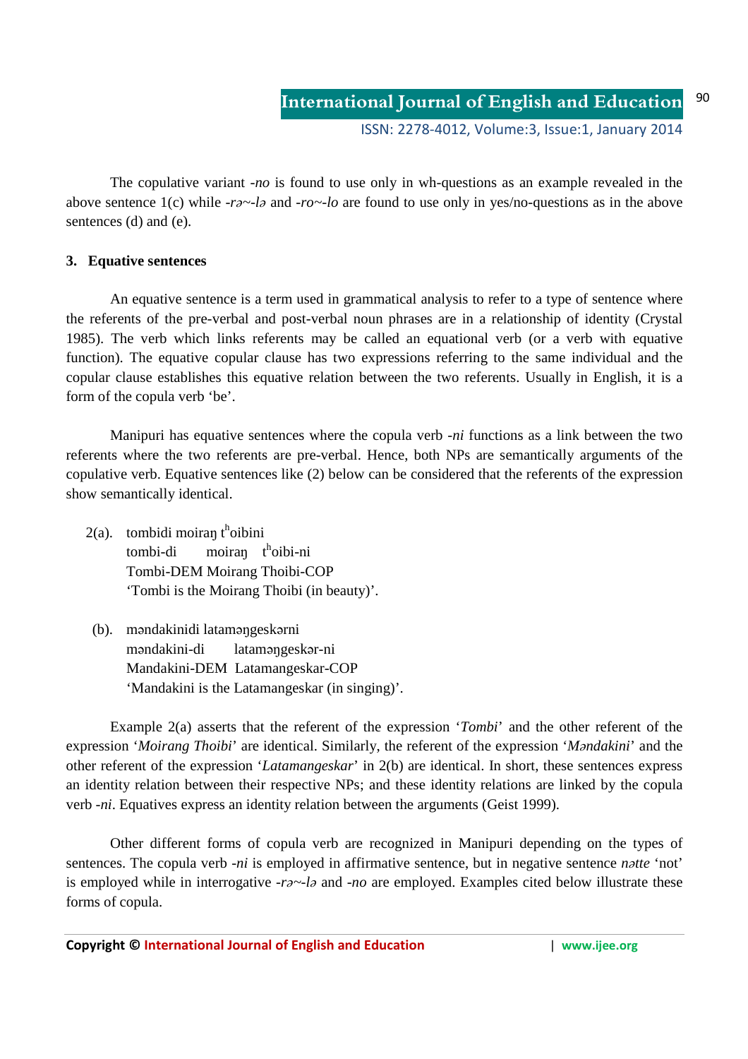The copulative variant *-no* is found to use only in wh-questions as an example revealed in the above sentence 1(c) while *-rə~-lə* and *-ro~-lo* are found to use only in yes/no-questions as in the above sentences (d) and (e).

### 3. Equative sentences

An equative sentence is a term used in grammatical analysis to refer to a type of sentence where the referents of the pre-verbal and post-verbal noun phrases are in a relationship of identity (Crystal 1985). The verb which links referents may be called an equational verb (or a verb with equative function). The equative copular clause has two expressions referring to the same individual and the copular clause establishes this equative relation between the two referents. Usually in English, it is a form of the copula verb 'be'.

Manipuri has equative sentences where the copula verb *-ni* functions as a link between the two referents where the two referents are pre-verbal. Hence, both NPs are semantically arguments of the copulative verb. Equative sentences like (2) below can be considered that the referents of the expression show semantically identical.

2(a). tombidi moiraŋ tʰoibini
tombi-di moiraŋ tʰoibi-ni
Tombi-DEM Moirang Thoibi-COP
'Tombi is the Moirang Thoibi (in beauty)'.

(b). məndakinidi latamaŋgeskərni
məndakini-di latamaŋgeskər-ni
Mandakini-DEM Latamangeskar-COP
'Mandakini is the Latamangeskar (in singing)'.

Example 2(a) asserts that the referent of the expression '*Tombi*' and the other referent of the expression '*Moirang Thoibi*' are identical. Similarly, the referent of the expression '*Məndakini*' and the other referent of the expression '*Latamangeskar*' in 2(b) are identical. In short, these sentences express an identity relation between their respective NPs; and these identity relations are linked by the copula verb *-ni*. Equatives express an identity relation between the arguments (Geist 1999).

Other different forms of copula verb are recognized in Manipuri depending on the types of sentences. The copula verb *-ni* is employed in affirmative sentence, but in negative sentence *nətte* 'not' is employed while in interrogative *-rə~-lə* and *-no* are employed. Examples cited below illustrate these forms of copula.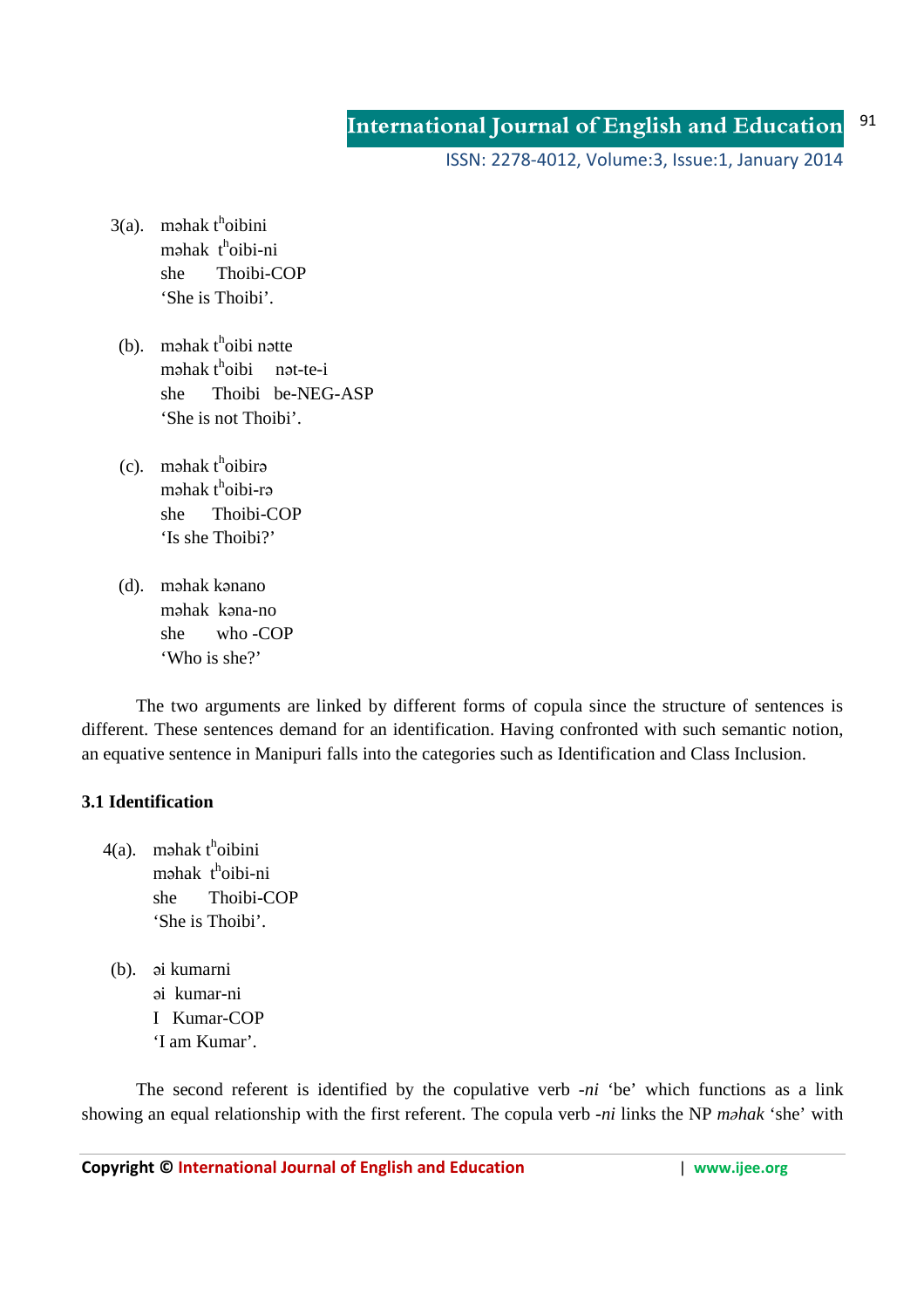3(a). məhak $t^h$oibini  
məhak $t^h$oibi-ni  
she Thoibi-COP  
'She is Thoibi'.

(b). məhak $t^h$oibi nətte  
məhak $t^h$oibi nət-te-i  
she Thoibi be-NEG-ASP  
'She is not Thoibi'.

(c). məhak $t^h$oibirə  
məhak $t^h$oibi-rə  
she Thoibi-COP  
'Is she Thoibi?'

(d). məhak kənano  
məhak kəna-no  
she who -COP  
'Who is she?'

The two arguments are linked by different forms of copula since the structure of sentences is different. These sentences demand for an identification. Having confronted with such semantic notion, an equative sentence in Manipuri falls into the categories such as Identification and Class Inclusion.

### 3.1 Identification

4(a). məhak $t^h$oibini  
məhak $t^h$oibi-ni  
she Thoibi-COP  
'She is Thoibi'.

(b). əi kumarni  
əi kumar-ni  
I Kumar-COP  
'I am Kumar'.

The second referent is identified by the copulative verb *-ni* 'be' which functions as a link showing an equal relationship with the first referent. The copula verb *-ni* links the NP *məhak* 'she' with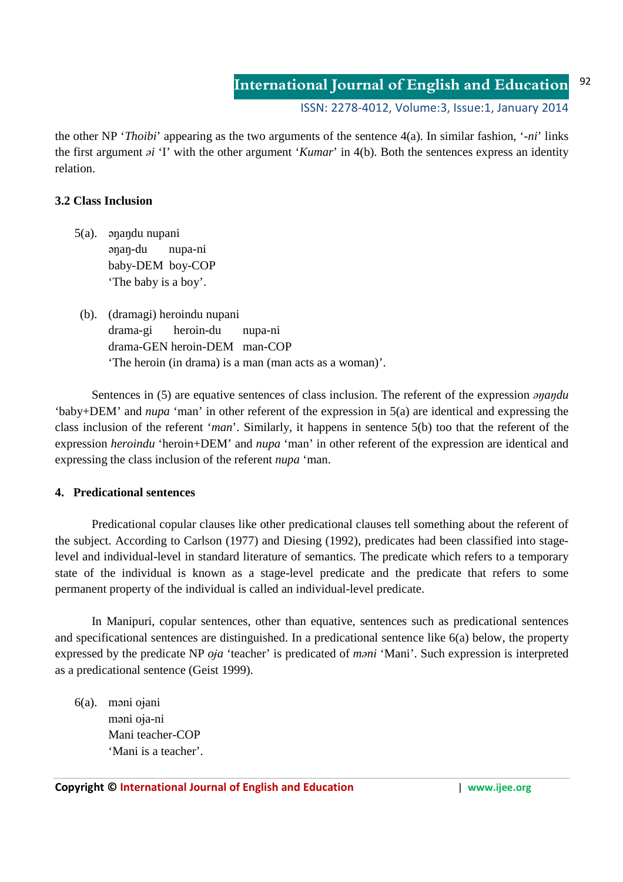the other NP '*Thoibi*' appearing as the two arguments of the sentence 4(a). In similar fashion, '*-ni*' links the first argument *əi* 'I' with the other argument '*Kumar*' in 4(b). Both the sentences express an identity relation.

### 3.2 Class Inclusion

5(a). əŋaŋdu nupani
əŋaŋ-du nupa-ni
baby-DEM boy-COP
'The baby is a boy'.

(b). (dramagi) heroindu nupani
drama-gi heroin-du nupa-ni
drama-GEN heroin-DEM man-COP
'The heroin (in drama) is a man (man acts as a woman)'.

Sentences in (5) are equative sentences of class inclusion. The referent of the expression *əŋaŋdu* 'baby+DEM' and *nupa* 'man' in other referent of the expression in 5(a) are identical and expressing the class inclusion of the referent '*man*'. Similarly, it happens in sentence 5(b) too that the referent of the expression *heroindu* 'heroin+DEM' and *nupa* 'man' in other referent of the expression are identical and expressing the class inclusion of the referent *nupa* 'man.

## 4. Predicational sentences

Predicational copular clauses like other predicational clauses tell something about the referent of the subject. According to Carlson (1977) and Diesing (1992), predicates had been classified into stage-level and individual-level in standard literature of semantics. The predicate which refers to a temporary state of the individual is known as a stage-level predicate and the predicate that refers to some permanent property of the individual is called an individual-level predicate.

In Manipuri, copular sentences, other than equative, sentences such as predicational sentences and specificational sentences are distinguished. In a predicational sentence like 6(a) below, the property expressed by the predicate NP *oʝa* 'teacher' is predicated of *məni* 'Mani'. Such expression is interpreted as a predicational sentence (Geist 1999).

6(a). məni oʝani
məni oʝa-ni
Mani teacher-COP
'Mani is a teacher'.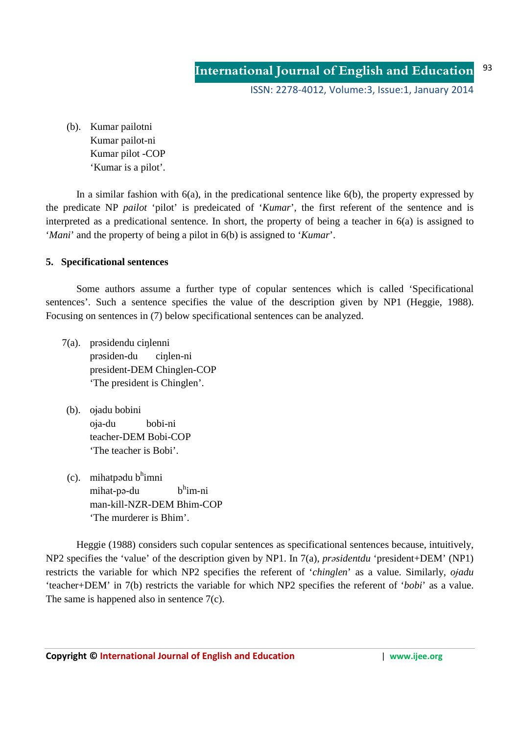(b). Kumar pailotni
Kumar pailot-ni
Kumar pilot -COP
'Kumar is a pilot'.

In a similar fashion with 6(a), in the predicational sentence like 6(b), the property expressed by the predicate NP *pailot* 'pilot' is predeicated of '*Kumar*', the first referent of the sentence and is interpreted as a predicational sentence. In short, the property of being a teacher in 6(a) is assigned to '*Mani*' and the property of being a pilot in 6(b) is assigned to '*Kumar*'.

**5. Specificational sentences**

Some authors assume a further type of copular sentences which is called 'Specificational sentences'. Such a sentence specifies the value of the description given by NP1 (Heggie, 1988). Focusing on sentences in (7) below specificational sentences can be analyzed.

7(a). prəsidendu ciŋlenni
prəsiden-du ciŋlen-ni
president-DEM Chinglen-COP
'The president is Chinglen'.

(b). oɟadu bobini
oɟa-du bobi-ni
teacher-DEM Bobi-COP
'The teacher is Bobi'.

(c). mihatpədu bʰimni
mihat-pə-du bʰim-ni
man-kill-NZR-DEM Bhim-COP
'The murderer is Bhim'.

Heggie (1988) considers such copular sentences as specificational sentences because, intuitively, NP2 specifies the 'value' of the description given by NP1. In 7(a), *prəsidentdu* 'president+DEM' (NP1) restricts the variable for which NP2 specifies the referent of '*chinglen*' as a value. Similarly, *oɟadu* 'teacher+DEM' in 7(b) restricts the variable for which NP2 specifies the referent of '*bobi*' as a value. The same is happened also in sentence 7(c).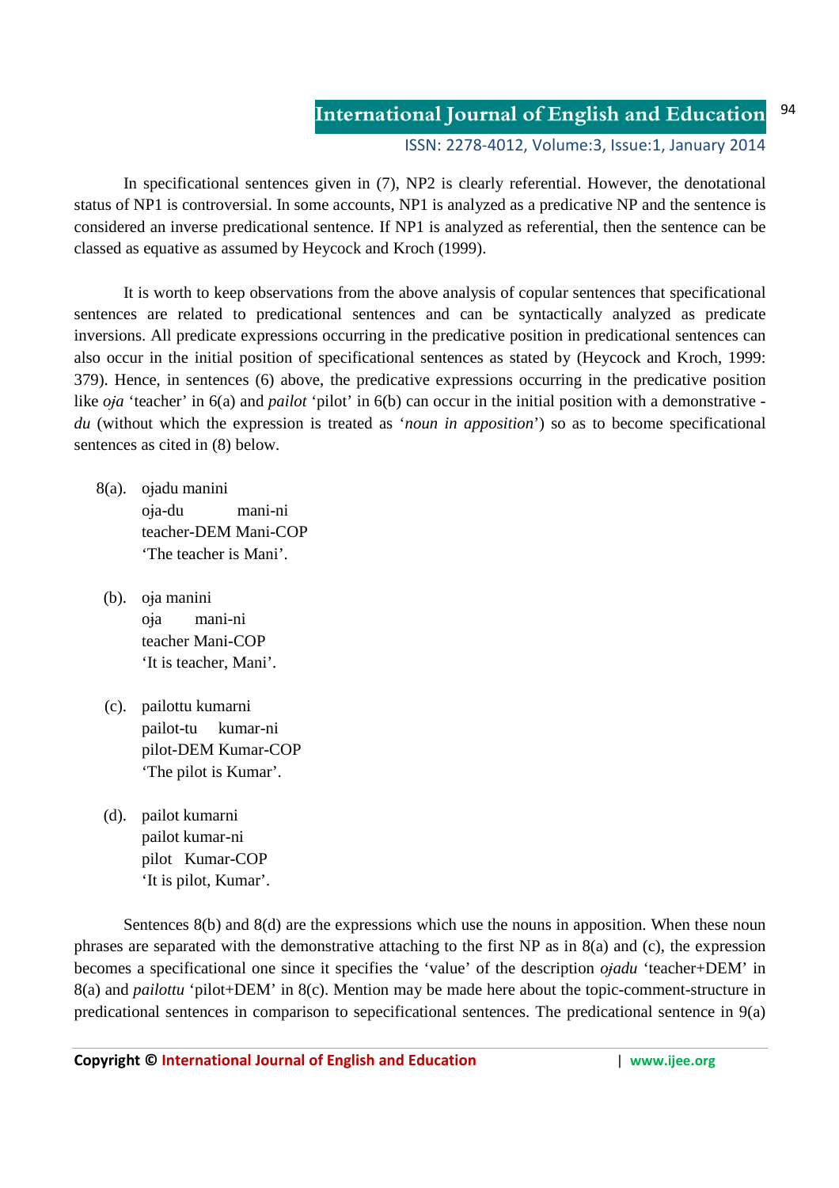In specificational sentences given in (7), NP2 is clearly referential. However, the denotational status of NP1 is controversial. In some accounts, NP1 is analyzed as a predicative NP and the sentence is considered an inverse predicational sentence. If NP1 is analyzed as referential, then the sentence can be classed as equative as assumed by Heycock and Kroch (1999).

It is worth to keep observations from the above analysis of copular sentences that specificational sentences are related to predicational sentences and can be syntactically analyzed as predicate inversions. All predicate expressions occurring in the predicative position in predicational sentences can also occur in the initial position of specificational sentences as stated by (Heycock and Kroch, 1999: 379). Hence, in sentences (6) above, the predicative expressions occurring in the predicative position like *oɟa* 'teacher' in 6(a) and *pailot* 'pilot' in 6(b) can occur in the initial position with a demonstrative *-du* (without which the expression is treated as '*noun in apposition*') so as to become specificational sentences as cited in (8) below.

8(a). oɟadu manini
oɟa-du mani-ni
teacher-DEM Mani-COP
'The teacher is Mani'.

(b). oɟa manini
oɟa mani-ni
teacher Mani-COP
'It is teacher, Mani'.

(c). pailottu kumarni
pailot-tu kumar-ni
pilot-DEM Kumar-COP
'The pilot is Kumar'.

(d). pailot kumarni
pailot kumar-ni
pilot Kumar-COP
'It is pilot, Kumar'.

Sentences 8(b) and 8(d) are the expressions which use the nouns in apposition. When these noun phrases are separated with the demonstrative attaching to the first NP as in 8(a) and (c), the expression becomes a specificational one since it specifies the 'value' of the description *oɟadu* 'teacher+DEM' in 8(a) and *pailottu* 'pilot+DEM' in 8(c). Mention may be made here about the topic-comment-structure in predicational sentences in comparison to sepecificational sentences. The predicational sentence in 9(a)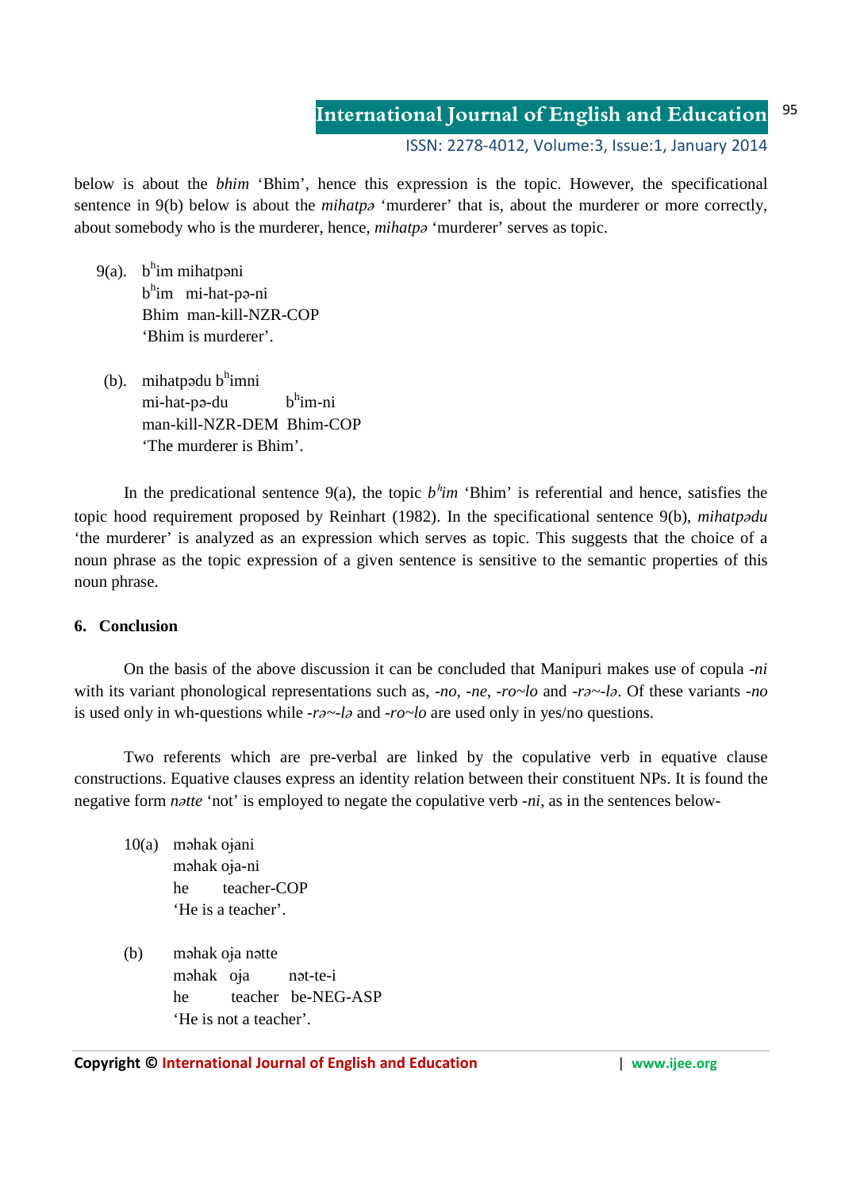below is about the *bhim* 'Bhim', hence this expression is the topic. However, the specificational sentence in 9(b) below is about the *mihatpə* 'murderer' that is, about the murderer or more correctly, about somebody who is the murderer, hence, *mihatpə* 'murderer' serves as topic.

9(a). b<sup>h</sup>im mihatpəni  
b<sup>h</sup>im mi-hat-pə-ni  
Bhim man-kill-NZR-COP  
'Bhim is murderer'.

(b). mihatpədu b<sup>h</sup>imni  
mi-hat-pə-du b<sup>h</sup>im-ni  
man-kill-NZR-DEM Bhim-COP  
'The murderer is Bhim'.

In the predicational sentence 9(a), the topic *b<sup>h</sup>im* 'Bhim' is referential and hence, satisfies the topic hood requirement proposed by Reinhart (1982). In the specificational sentence 9(b), *mihatpədu* 'the murderer' is analyzed as an expression which serves as topic. This suggests that the choice of a noun phrase as the topic expression of a given sentence is sensitive to the semantic properties of this noun phrase.

**6. Conclusion**

On the basis of the above discussion it can be concluded that Manipuri makes use of copula *-ni* with its variant phonological representations such as, *-no*, *-ne*, *-ro~lo* and *-rə~-lə*. Of these variants *-no* is used only in wh-questions while *-rə~-lə* and *-ro~lo* are used only in yes/no questions.

Two referents which are pre-verbal are linked by the copulative verb in equative clause constructions. Equative clauses express an identity relation between their constituent NPs. It is found the negative form *nətte* 'not' is employed to negate the copulative verb *-ni*, as in the sentences below-

10(a) məhak oja̧ni  
məhak oja̧-ni  
he teacher-COP  
'He is a teacher'.

(b) məhak oja̧ nətte  
məhak oja̧ nət-te-i  
he teacher be-NEG-ASP  
'He is not a teacher'.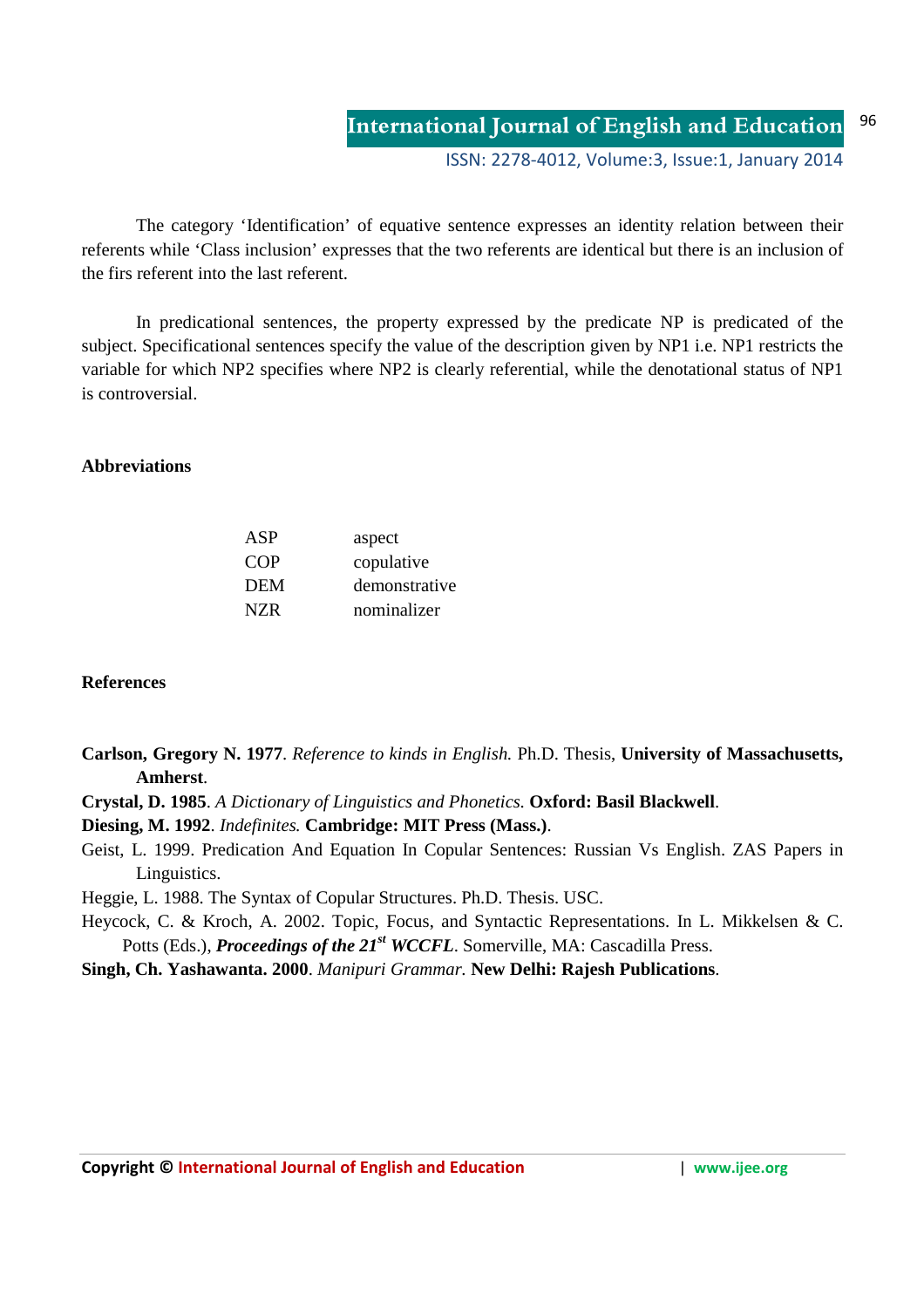The category 'Identification' of equative sentence expresses an identity relation between their referents while 'Class inclusion' expresses that the two referents are identical but there is an inclusion of the firs referent into the last referent.

In predicational sentences, the property expressed by the predicate NP is predicated of the subject. Specificational sentences specify the value of the description given by NP1 i.e. NP1 restricts the variable for which NP2 specifies where NP2 is clearly referential, while the denotational status of NP1 is controversial.

**Abbreviations**

| | |
|---|---|
| ASP | aspect |
| COP | copulative |
| DEM | demonstrative |
| NZR | nominalizer |

**References**

**Carlson, Gregory N. 1977**. *Reference to kinds in English.* Ph.D. Thesis, **University of Massachusetts, Amherst**.

**Crystal, D. 1985**. *A Dictionary of Linguistics and Phonetics.* **Oxford: Basil Blackwell**.

**Diesing, M. 1992**. *Indefinites.* **Cambridge: MIT Press (Mass.)**.

Geist, L. 1999. Predication And Equation In Copular Sentences: Russian Vs English. ZAS Papers in Linguistics.

Heggie, L. 1988. The Syntax of Copular Structures. Ph.D. Thesis. USC.

Heycock, C. & Kroch, A. 2002. Topic, Focus, and Syntactic Representations. In L. Mikkelsen & C. Potts (Eds.), ***Proceedings of the 21st WCCFL***. Somerville, MA: Cascadilla Press.

**Singh, Ch. Yashawanta. 2000**. *Manipuri Grammar.* **New Delhi: Rajesh Publications**.